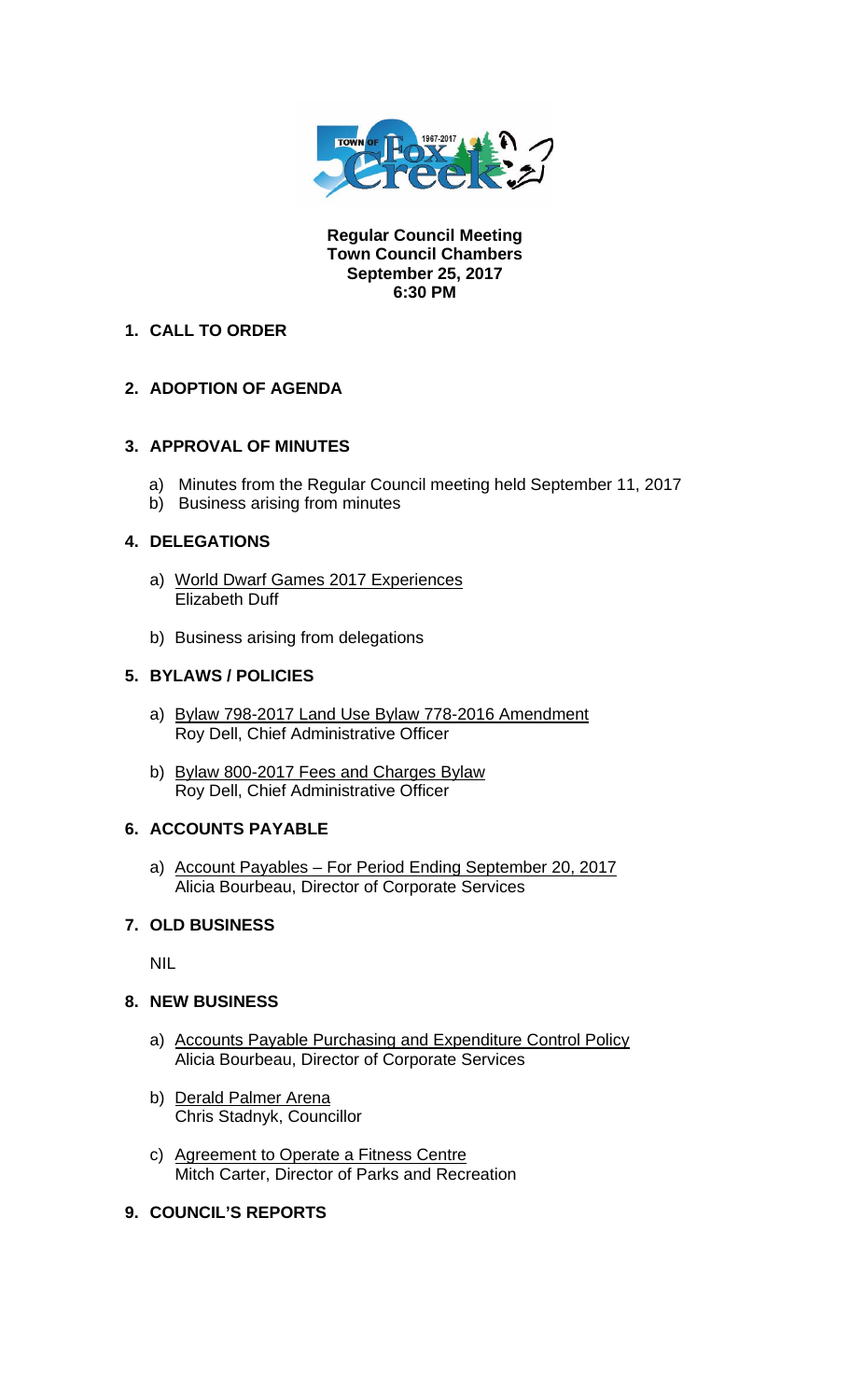**Regular Council Meeting**
**Town Council Chambers**
**September 25, 2017**
**6:30 PM**

## 1. CALL TO ORDER

## 2. ADOPTION OF AGENDA

## 3. APPROVAL OF MINUTES

a) Minutes from the Regular Council meeting held September 11, 2017
b) Business arising from minutes

## 4. DELEGATIONS

a) World Dwarf Games 2017 Experiences
   Elizabeth Duff

b) Business arising from delegations

## 5. BYLAWS / POLICIES

a) Bylaw 798-2017 Land Use Bylaw 778-2016 Amendment
   Roy Dell, Chief Administrative Officer

b) Bylaw 800-2017 Fees and Charges Bylaw
   Roy Dell, Chief Administrative Officer

## 6. ACCOUNTS PAYABLE

a) Account Payables – For Period Ending September 20, 2017
   Alicia Bourbeau, Director of Corporate Services

## 7. OLD BUSINESS

NIL

## 8. NEW BUSINESS

a) Accounts Payable Purchasing and Expenditure Control Policy
   Alicia Bourbeau, Director of Corporate Services

b) Derald Palmer Arena
   Chris Stadnyk, Councillor

c) Agreement to Operate a Fitness Centre
   Mitch Carter, Director of Parks and Recreation

## 9. COUNCIL'S REPORTS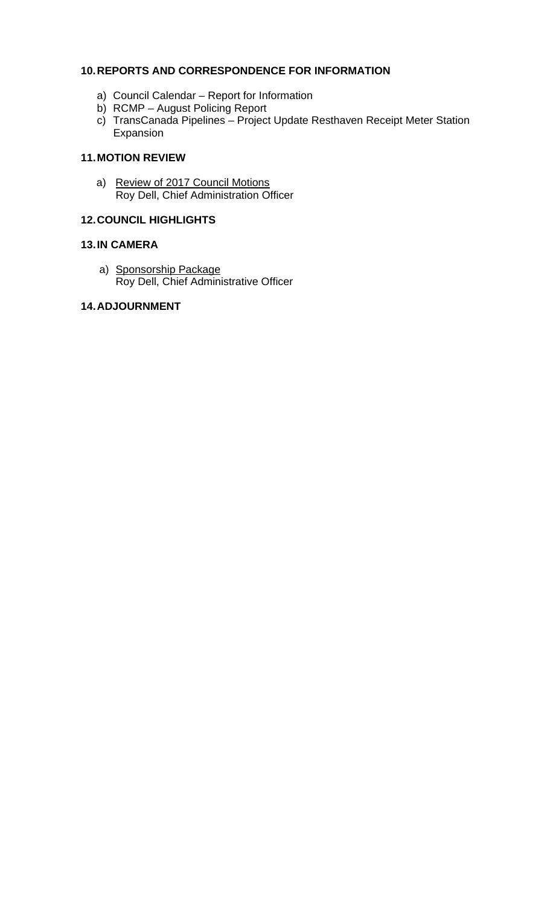## 10. REPORTS AND CORRESPONDENCE FOR INFORMATION

a) Council Calendar – Report for Information
b) RCMP – August Policing Report
c) TransCanada Pipelines – Project Update Resthaven Receipt Meter Station Expansion

## 11. MOTION REVIEW

a) Review of 2017 Council Motions
Roy Dell, Chief Administration Officer

## 12. COUNCIL HIGHLIGHTS

## 13. IN CAMERA

a) Sponsorship Package
Roy Dell, Chief Administrative Officer

## 14. ADJOURNMENT